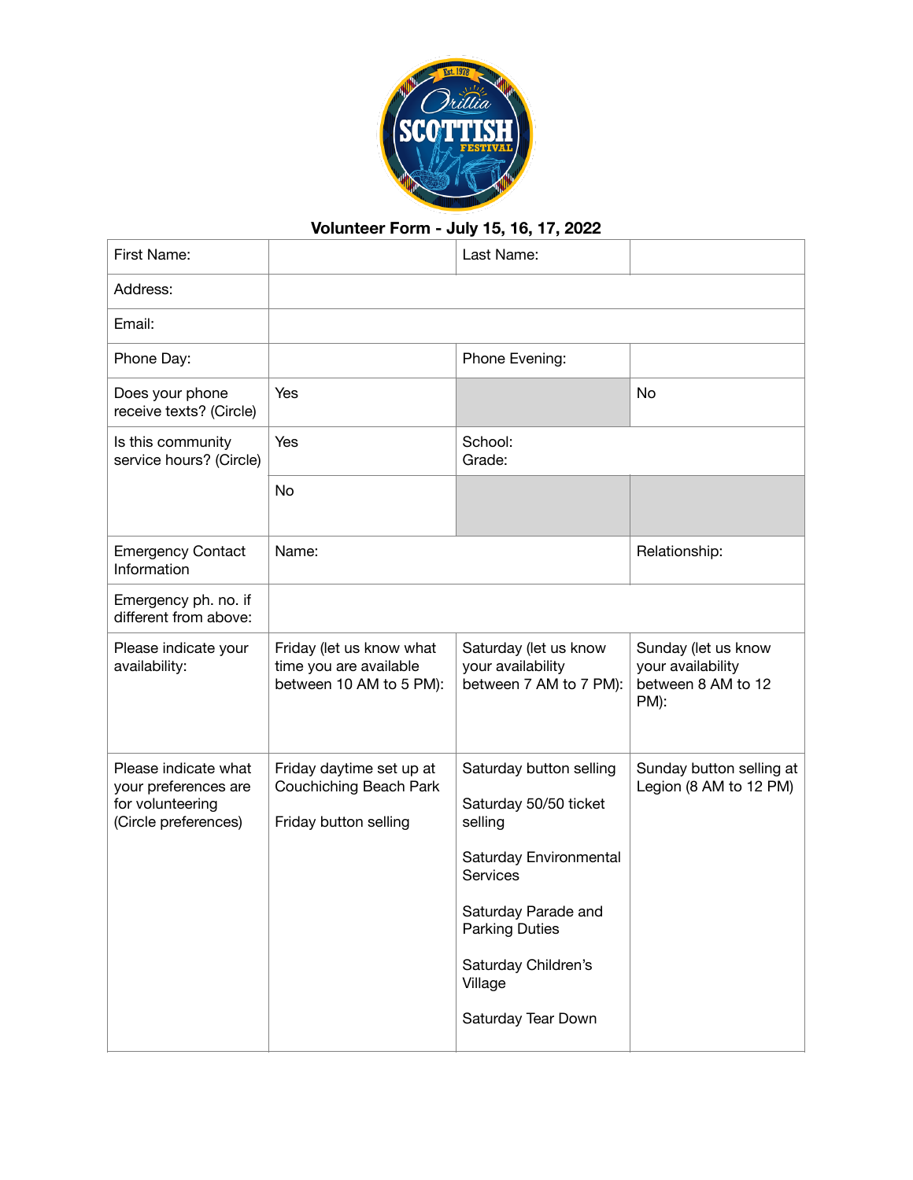# Volunteer Form - July 15, 16, 17, 2022

| First Name: | | Last Name: | |
|---|---|---|---|
| Address: | | | |
| Email: | | | |
| Phone Day: | | Phone Evening: | |
| Does your phone receive texts? (Circle) | Yes | | No |
| Is this community service hours? (Circle) | Yes | School:<br>Grade: | |
| | No | | |
| Emergency Contact Information | Name: | | Relationship: |
| Emergency ph. no. if different from above: | | | |
| Please indicate your availability: | Friday (let us know what time you are available between 10 AM to 5 PM): | Saturday (let us know your availability between 7 AM to 7 PM): | Sunday (let us know your availability between 8 AM to 12 PM): |
| Please indicate what your preferences are for volunteering (Circle preferences) | Friday daytime set up at Couchiching Beach Park<br><br>Friday button selling | Saturday button selling<br><br>Saturday 50/50 ticket selling<br><br>Saturday Environmental Services<br><br>Saturday Parade and Parking Duties<br><br>Saturday Children's Village<br><br>Saturday Tear Down | Sunday button selling at Legion (8 AM to 12 PM) |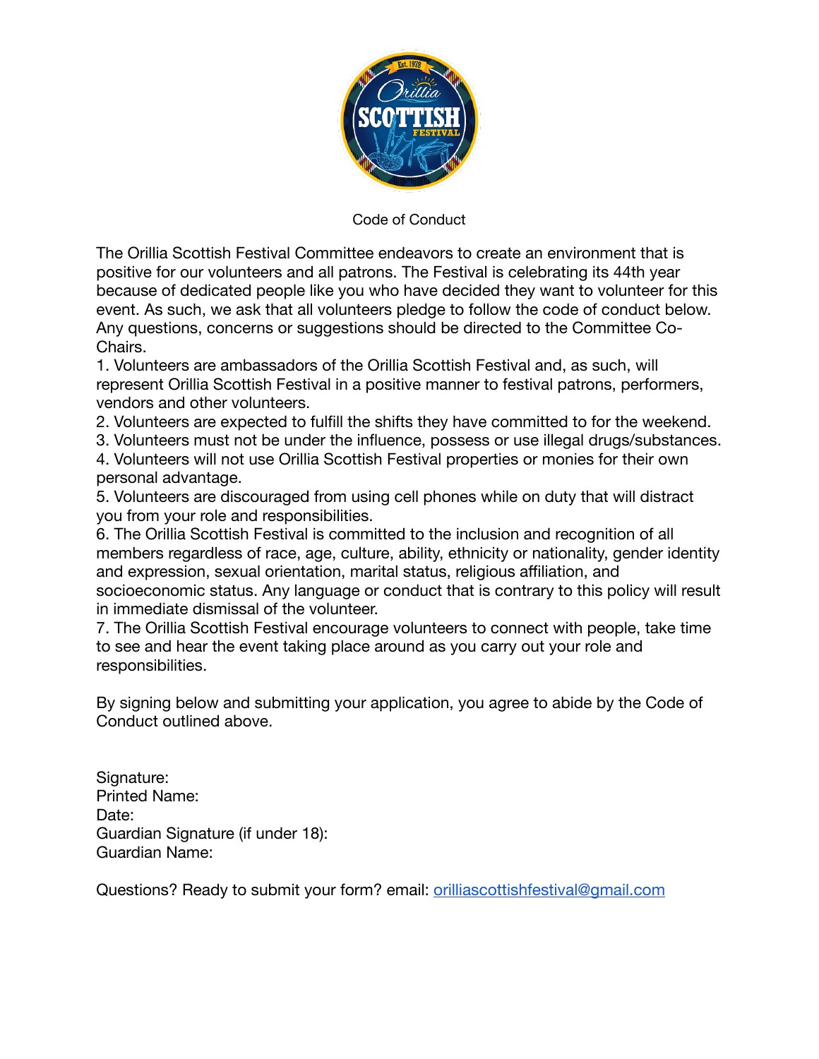# Code of Conduct

The Orillia Scottish Festival Committee endeavors to create an environment that is positive for our volunteers and all patrons. The Festival is celebrating its 44th year because of dedicated people like you who have decided they want to volunteer for this event. As such, we ask that all volunteers pledge to follow the code of conduct below. Any questions, concerns or suggestions should be directed to the Committee Co-Chairs.

1. Volunteers are ambassadors of the Orillia Scottish Festival and, as such, will represent Orillia Scottish Festival in a positive manner to festival patrons, performers, vendors and other volunteers.
2. Volunteers are expected to fulfill the shifts they have committed to for the weekend.
3. Volunteers must not be under the influence, possess or use illegal drugs/substances.
4. Volunteers will not use Orillia Scottish Festival properties or monies for their own personal advantage.
5. Volunteers are discouraged from using cell phones while on duty that will distract you from your role and responsibilities.
6. The Orillia Scottish Festival is committed to the inclusion and recognition of all members regardless of race, age, culture, ability, ethnicity or nationality, gender identity and expression, sexual orientation, marital status, religious affiliation, and socioeconomic status. Any language or conduct that is contrary to this policy will result in immediate dismissal of the volunteer.
7. The Orillia Scottish Festival encourage volunteers to connect with people, take time to see and hear the event taking place around as you carry out your role and responsibilities.

By signing below and submitting your application, you agree to abide by the Code of Conduct outlined above.

Signature:
Printed Name:
Date:
Guardian Signature (if under 18):
Guardian Name:

Questions? Ready to submit your form? email: [orilliascottishfestival@gmail.com](mailto:orilliascottishfestival@gmail.com)